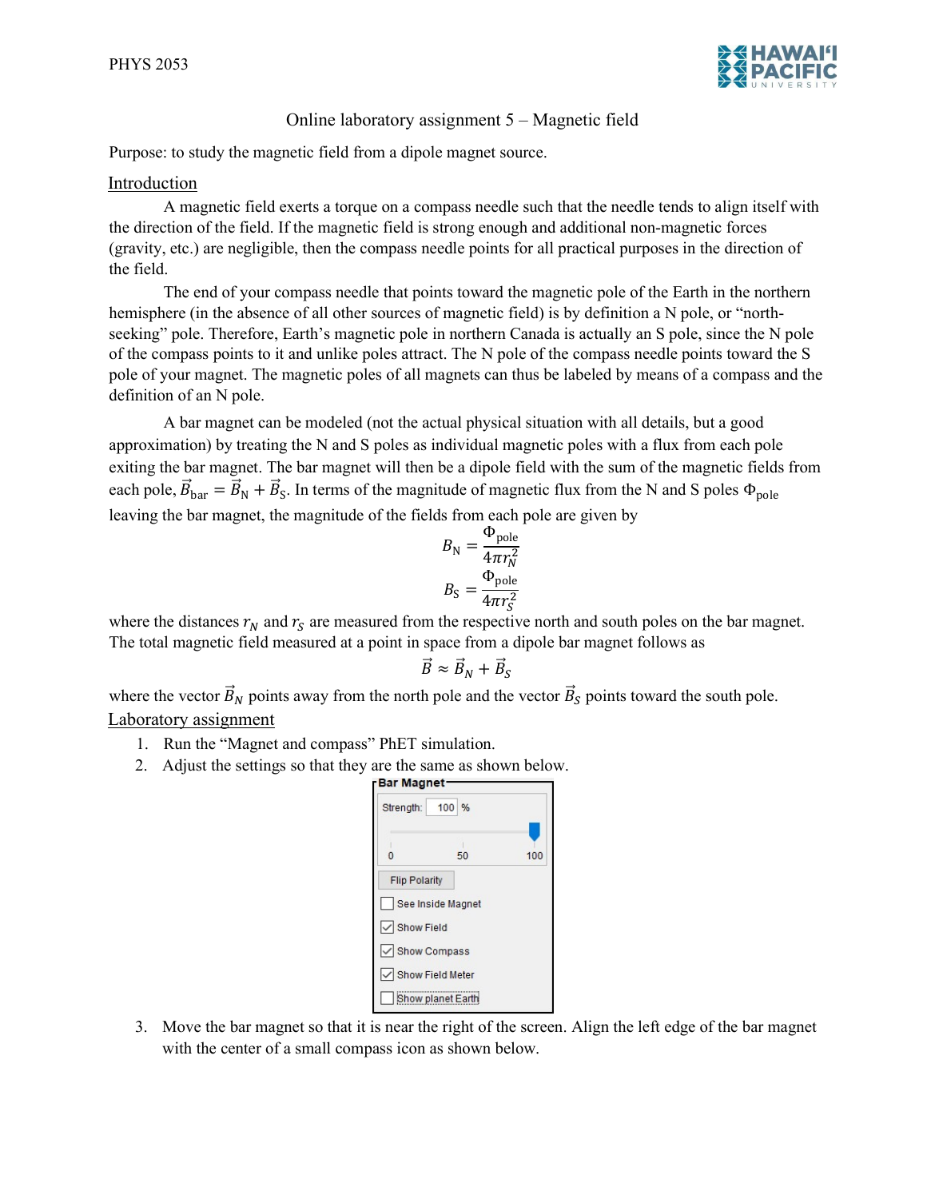# Online laboratory assignment 5 – Magnetic field

Purpose: to study the magnetic field from a dipole magnet source.

## Introduction

A magnetic field exerts a torque on a compass needle such that the needle tends to align itself with the direction of the field. If the magnetic field is strong enough and additional non-magnetic forces (gravity, etc.) are negligible, then the compass needle points for all practical purposes in the direction of the field.

The end of your compass needle that points toward the magnetic pole of the Earth in the northern hemisphere (in the absence of all other sources of magnetic field) is by definition a N pole, or "north-seeking" pole. Therefore, Earth's magnetic pole in northern Canada is actually an S pole, since the N pole of the compass points to it and unlike poles attract. The N pole of the compass needle points toward the S pole of your magnet. The magnetic poles of all magnets can thus be labeled by means of a compass and the definition of an N pole.

A bar magnet can be modeled (not the actual physical situation with all details, but a good approximation) by treating the N and S poles as individual magnetic poles with a flux from each pole exiting the bar magnet. The bar magnet will then be a dipole field with the sum of the magnetic fields from each pole, $\vec{B}_{\text{bar}} = \vec{B}_{\text{N}} + \vec{B}_{\text{S}}$. In terms of the magnitude of magnetic flux from the N and S poles $\Phi_{\text{pole}}$ leaving the bar magnet, the magnitude of the fields from each pole are given by

$$B_{\text{N}} = \frac{\Phi_{\text{pole}}}{4\pi r_N^2}$$

$$B_{\text{S}} = \frac{\Phi_{\text{pole}}}{4\pi r_S^2}$$

where the distances $r_N$ and $r_S$ are measured from the respective north and south poles on the bar magnet. The total magnetic field measured at a point in space from a dipole bar magnet follows as

$$\vec{B} \approx \vec{B}_N + \vec{B}_S$$

where the vector $\vec{B}_N$ points away from the north pole and the vector $\vec{B}_S$ points toward the south pole.

## Laboratory assignment

1. Run the "Magnet and compass" PhET simulation.
2. Adjust the settings so that they are the same as shown below.

**Bar Magnet**

Strength: 100 %

0 50 100

Flip Polarity

- [ ] See Inside Magnet
- [x] Show Field
- [x] Show Compass
- [x] Show Field Meter
- [ ] Show planet Earth

3. Move the bar magnet so that it is near the right of the screen. Align the left edge of the bar magnet with the center of a small compass icon as shown below.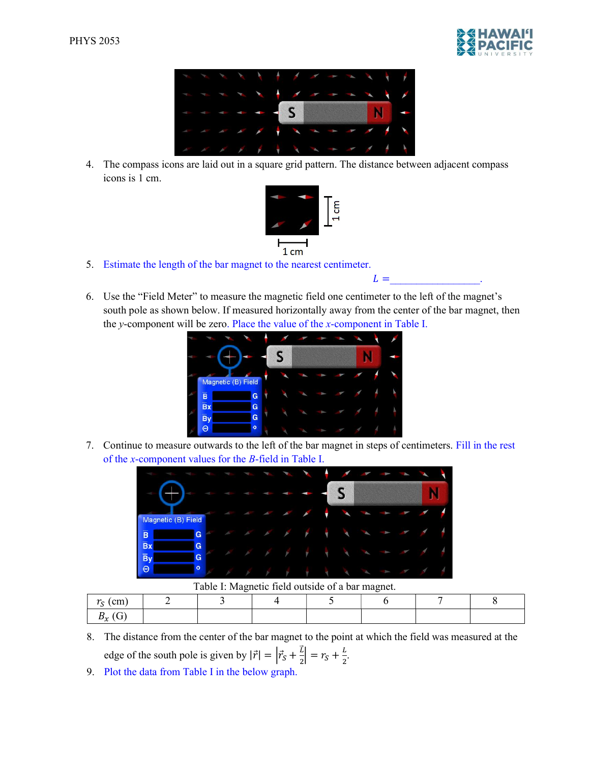4. The compass icons are laid out in a square grid pattern. The distance between adjacent compass icons is 1 cm.

5. Estimate the length of the bar magnet to the nearest centimeter.

   $L =$\_\_\_\_\_\_\_\_\_\_\_\_\_\_\_\_\_.

6. Use the "Field Meter" to measure the magnetic field one centimeter to the left of the magnet's south pole as shown below. If measured horizontally away from the center of the bar magnet, then the $y$-component will be zero. Place the value of the $x$-component in Table I.

7. Continue to measure outwards to the left of the bar magnet in steps of centimeters. Fill in the rest of the $x$-component values for the $B$-field in Table I.

Table I: Magnetic field outside of a bar magnet.

| $r_S$ (cm) | 2 | 3 | 4 | 5 | 6 | 7 | 8 |
|---|---|---|---|---|---|---|---|
| $B_x$ (G) | | | | | | | |

8. The distance from the center of the bar magnet to the point at which the field was measured at the edge of the south pole is given by $|\vec{r}| = \left|\vec{r}_S + \frac{\vec{L}}{2}\right| = r_S + \frac{L}{2}$.

9. Plot the data from Table I in the below graph.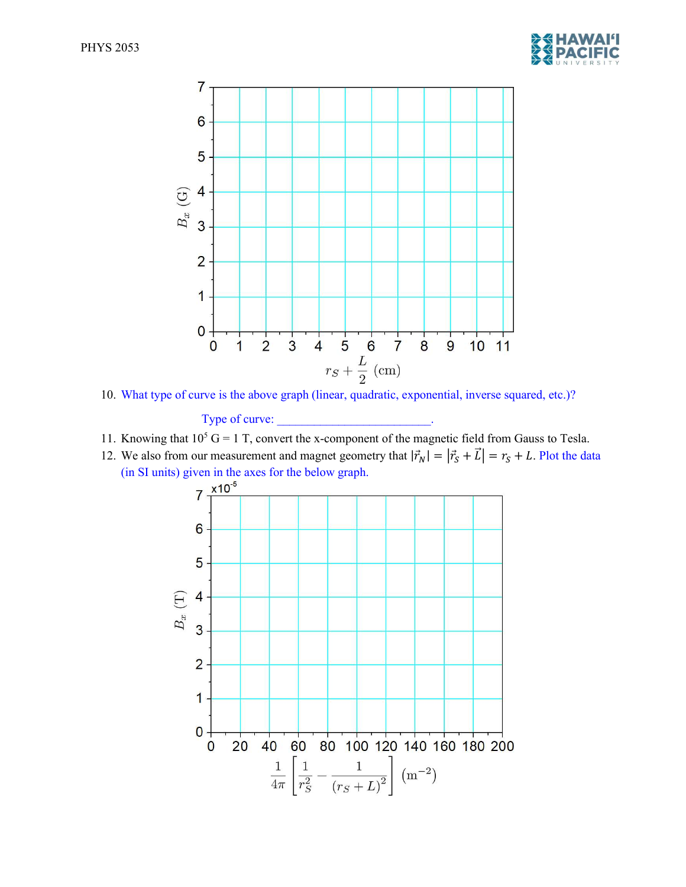10. What type of curve is the above graph (linear, quadratic, exponential, inverse squared, etc.)?

    Type of curve: ________________________.

11. Knowing that $10^5$ G = 1 T, convert the x-component of the magnetic field from Gauss to Tesla.
12. We also from our measurement and magnet geometry that $|\vec{r}_N| = |\vec{r}_S + \vec{L}| = r_S + L$. Plot the data (in SI units) given in the axes for the below graph.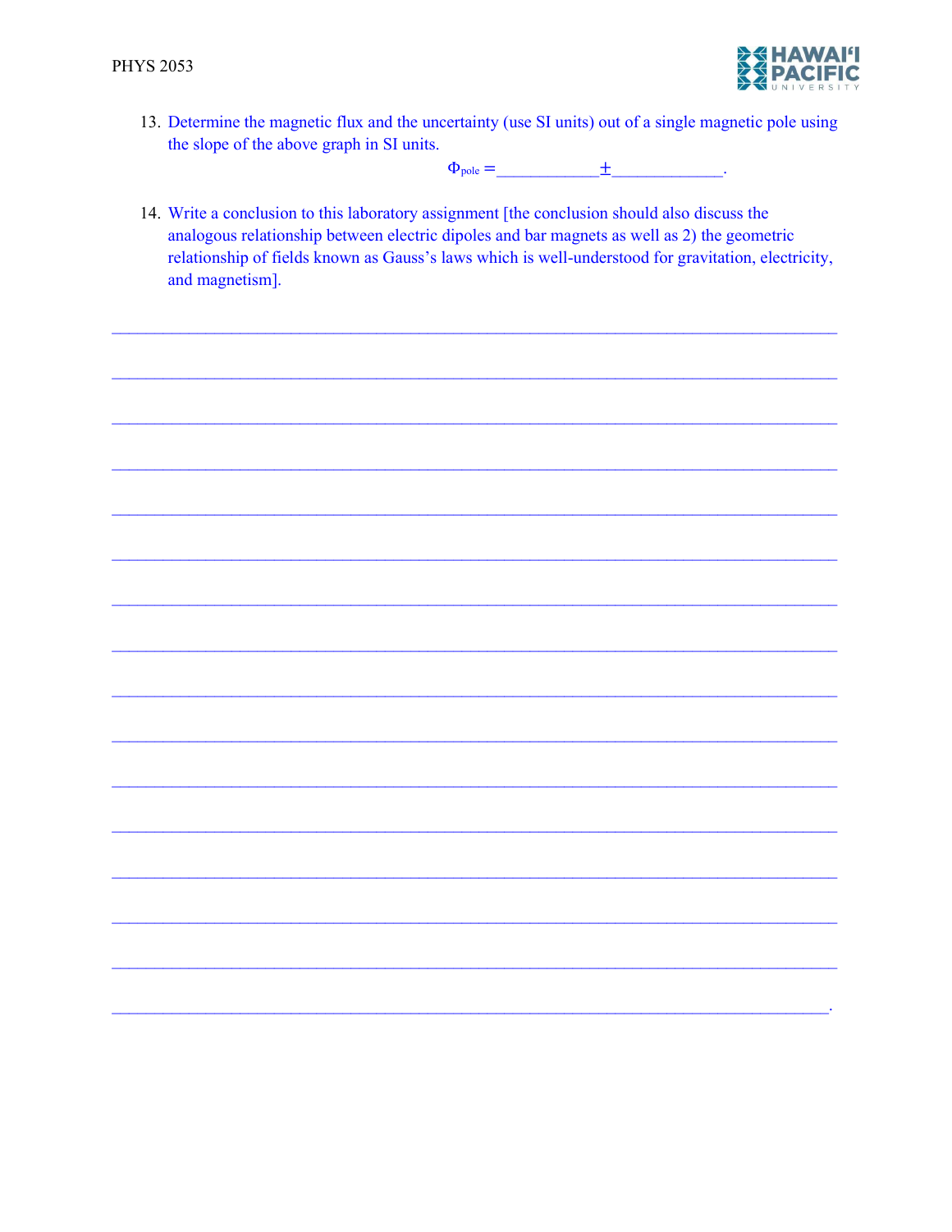13. Determine the magnetic flux and the uncertainty (use SI units) out of a single magnetic pole using the slope of the above graph in SI units.

$\Phi_{pole}$ = ____________ ± _____________.

14. Write a conclusion to this laboratory assignment [the conclusion should also discuss the analogous relationship between electric dipoles and bar magnets as well as 2) the geometric relationship of fields known as Gauss's laws which is well-understood for gravitation, electricity, and magnetism].

_______________________________________________________________________________

_______________________________________________________________________________

_______________________________________________________________________________

_______________________________________________________________________________

_______________________________________________________________________________

_______________________________________________________________________________

_______________________________________________________________________________

_______________________________________________________________________________

_______________________________________________________________________________

_______________________________________________________________________________

_______________________________________________________________________________

_______________________________________________________________________________

_______________________________________________________________________________

_______________________________________________________________________________

_______________________________________________________________________________

______________________________________________________________________________.